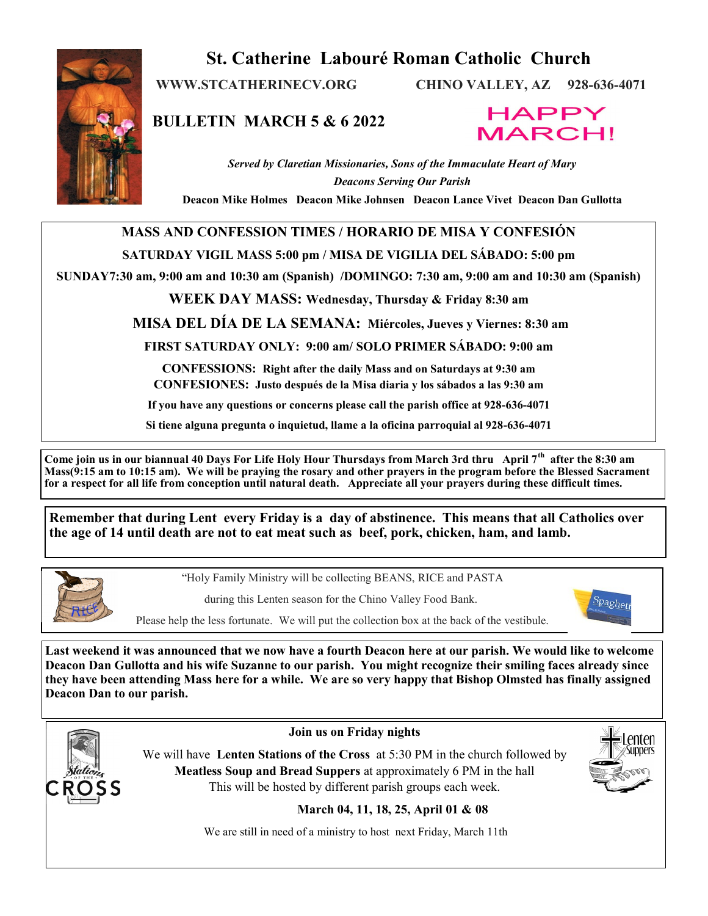# St. Catherine Labouré Roman Catholic Church

**WWW.STCATHERINECV.ORG** **CHINO VALLEY, AZ 928-636-4071**

## BULLETIN MARCH 5 & 6 2022

**HAPPY MARCH!**

*Served by Claretian Missionaries, Sons of the Immaculate Heart of Mary*

*Deacons Serving Our Parish*

**Deacon Mike Holmes Deacon Mike Johnsen Deacon Lance Vivet Deacon Dan Gullotta**

---

**MASS AND CONFESSION TIMES / HORARIO DE MISA Y CONFESIÓN**

**SATURDAY VIGIL MASS 5:00 pm / MISA DE VIGILIA DEL SÁBADO: 5:00 pm**

**SUNDAY7:30 am, 9:00 am and 10:30 am (Spanish) /DOMINGO: 7:30 am, 9:00 am and 10:30 am (Spanish)**

**WEEK DAY MASS: Wednesday, Thursday & Friday 8:30 am**

**MISA DEL DÍA DE LA SEMANA: Miércoles, Jueves y Viernes: 8:30 am**

**FIRST SATURDAY ONLY: 9:00 am/ SOLO PRIMER SÁBADO: 9:00 am**

**CONFESSIONS: Right after the daily Mass and on Saturdays at 9:30 am**
**CONFESIONES: Justo después de la Misa diaria y los sábados a las 9:30 am**

**If you have any questions or concerns please call the parish office at 928-636-4071**

**Si tiene alguna pregunta o inquietud, llame a la oficina parroquial al 928-636-4071**

---

**Come join us in our biannual 40 Days For Life Holy Hour Thursdays from March 3rd thru April 7th after the 8:30 am Mass(9:15 am to 10:15 am). We will be praying the rosary and other prayers in the program before the Blessed Sacrament for a respect for all life from conception until natural death. Appreciate all your prayers during these difficult times.**

---

**Remember that during Lent every Friday is a day of abstinence. This means that all Catholics over the age of 14 until death are not to eat meat such as beef, pork, chicken, ham, and lamb.**

---

"Holy Family Ministry will be collecting BEANS, RICE and PASTA

during this Lenten season for the Chino Valley Food Bank.

Please help the less fortunate. We will put the collection box at the back of the vestibule.

---

**Last weekend it was announced that we now have a fourth Deacon here at our parish. We would like to welcome Deacon Dan Gullotta and his wife Suzanne to our parish. You might recognize their smiling faces already since they have been attending Mass here for a while. We are so very happy that Bishop Olmsted has finally assigned Deacon Dan to our parish.**

---

**Join us on Friday nights**

We will have **Lenten Stations of the Cross** at 5:30 PM in the church followed by **Meatless Soup and Bread Suppers** at approximately 6 PM in the hall
This will be hosted by different parish groups each week.

**March 04, 11, 18, 25, April 01 & 08**

We are still in need of a ministry to host next Friday, March 11th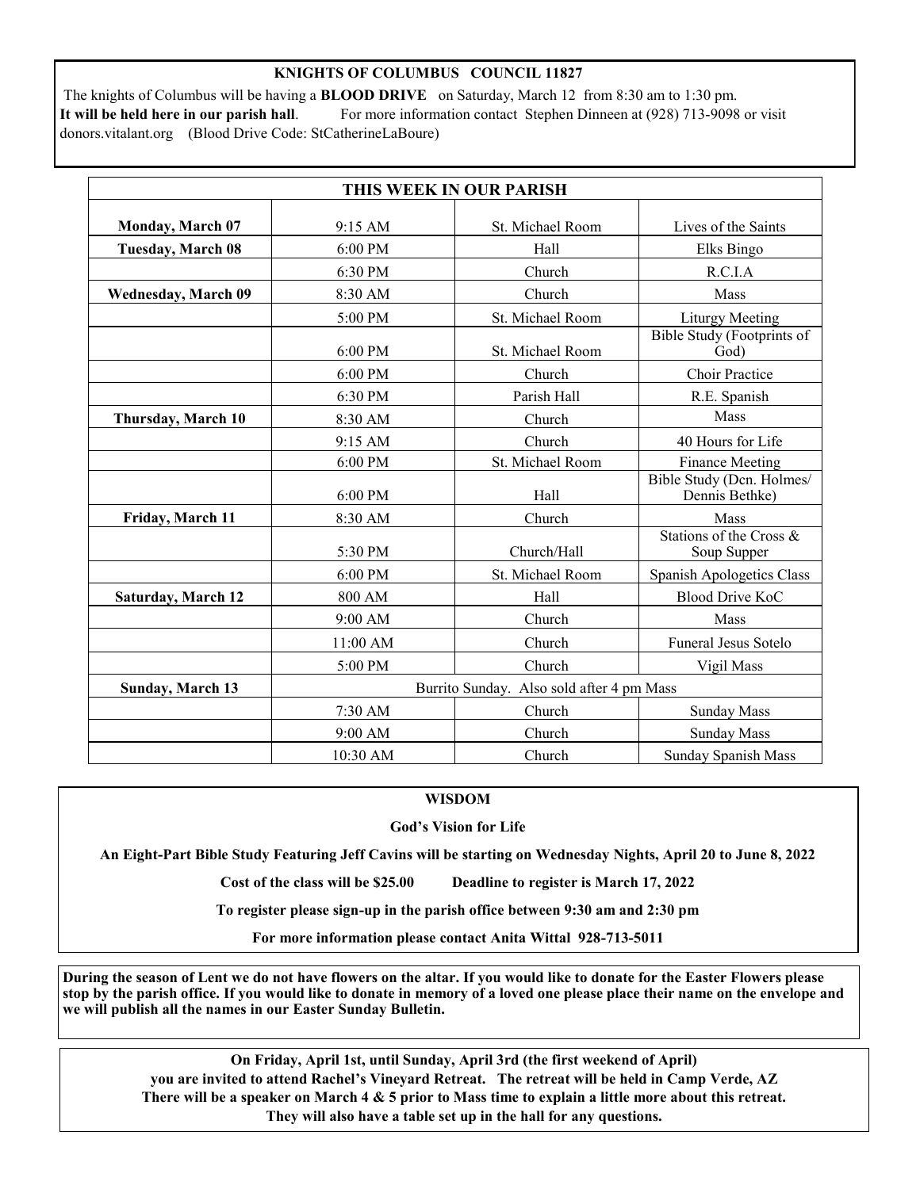**KNIGHTS OF COLUMBUS COUNCIL 11827**

The knights of Columbus will be having a **BLOOD DRIVE** on Saturday, March 12 from 8:30 am to 1:30 pm. **It will be held here in our parish hall**. For more information contact Stephen Dinneen at (928) 713-9098 or visit donors.vitalant.org (Blood Drive Code: StCatherineLaBoure)

| THIS WEEK IN OUR PARISH | | | |
|---|---|---|---|
| **Monday, March 07** | 9:15 AM | St. Michael Room | Lives of the Saints |
| **Tuesday, March 08** | 6:00 PM | Hall | Elks Bingo |
| | 6:30 PM | Church | R.C.I.A |
| **Wednesday, March 09** | 8:30 AM | Church | Mass |
| | 5:00 PM | St. Michael Room | Liturgy Meeting |
| | 6:00 PM | St. Michael Room | Bible Study (Footprints of God) |
| | 6:00 PM | Church | Choir Practice |
| | 6:30 PM | Parish Hall | R.E. Spanish |
| **Thursday, March 10** | 8:30 AM | Church | Mass |
| | 9:15 AM | Church | 40 Hours for Life |
| | 6:00 PM | St. Michael Room | Finance Meeting |
| | 6:00 PM | Hall | Bible Study (Dcn. Holmes/ Dennis Bethke) |
| **Friday, March 11** | 8:30 AM | Church | Mass |
| | 5:30 PM | Church/Hall | Stations of the Cross & Soup Supper |
| | 6:00 PM | St. Michael Room | Spanish Apologetics Class |
| **Saturday, March 12** | 800 AM | Hall | Blood Drive KoC |
| | 9:00 AM | Church | Mass |
| | 11:00 AM | Church | Funeral Jesus Sotelo |
| | 5:00 PM | Church | Vigil Mass |
| **Sunday, March 13** | Burrito Sunday. Also sold after 4 pm Mass | | |
| | 7:30 AM | Church | Sunday Mass |
| | 9:00 AM | Church | Sunday Mass |
| | 10:30 AM | Church | Sunday Spanish Mass |

**WISDOM**

**God's Vision for Life**

**An Eight-Part Bible Study Featuring Jeff Cavins will be starting on Wednesday Nights, April 20 to June 8, 2022**

**Cost of the class will be $25.00 Deadline to register is March 17, 2022**

**To register please sign-up in the parish office between 9:30 am and 2:30 pm**

**For more information please contact Anita Wittal 928-713-5011**

**During the season of Lent we do not have flowers on the altar. If you would like to donate for the Easter Flowers please stop by the parish office. If you would like to donate in memory of a loved one please place their name on the envelope and we will publish all the names in our Easter Sunday Bulletin.**

**On Friday, April 1st, until Sunday, April 3rd (the first weekend of April) you are invited to attend Rachel's Vineyard Retreat. The retreat will be held in Camp Verde, AZ There will be a speaker on March 4 & 5 prior to Mass time to explain a little more about this retreat. They will also have a table set up in the hall for any questions.**